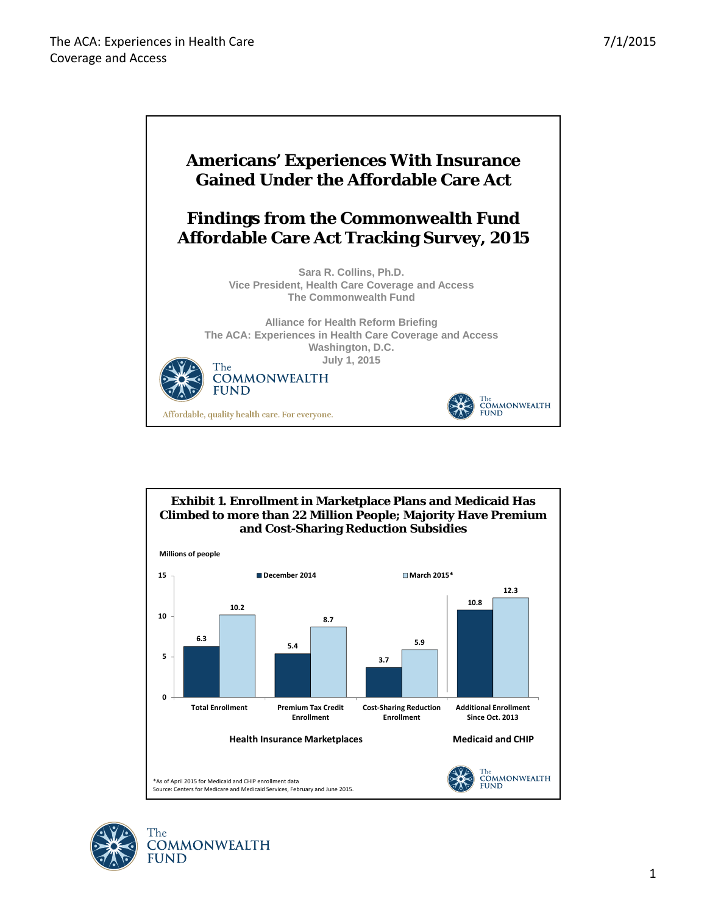# Americans' Experiences With Insurance Gained Under the Affordable Care Act

# Findings from the Commonwealth Fund Affordable Care Act Tracking Survey, 2015

Sara R. Collins, Ph.D.
Vice President, Health Care Coverage and Access
The Commonwealth Fund

Alliance for Health Reform Briefing
The ACA: Experiences in Health Care Coverage and Access
Washington, D.C.
July 1, 2015

The Commonwealth Fund

Affordable, quality health care. For everyone.

## Exhibit 1. Enrollment in Marketplace Plans and Medicaid Has Climbed to more than 22 Million People; Majority Have Premium and Cost-Sharing Reduction Subsidies

Millions of people

| | December 2014 | March 2015* |
|---|---|---|
| **Health Insurance Marketplaces** | | |
| Total Enrollment | 6.3 | 10.2 |
| Premium Tax Credit Enrollment | 5.4 | 8.7 |
| Cost-Sharing Reduction Enrollment | 3.7 | 5.9 |
| **Medicaid and CHIP** | | |
| Additional Enrollment Since Oct. 2013 | 10.8 | 12.3 |

*As of April 2015 for Medicaid and CHIP enrollment data
Source: Centers for Medicare and Medicaid Services, February and June 2015.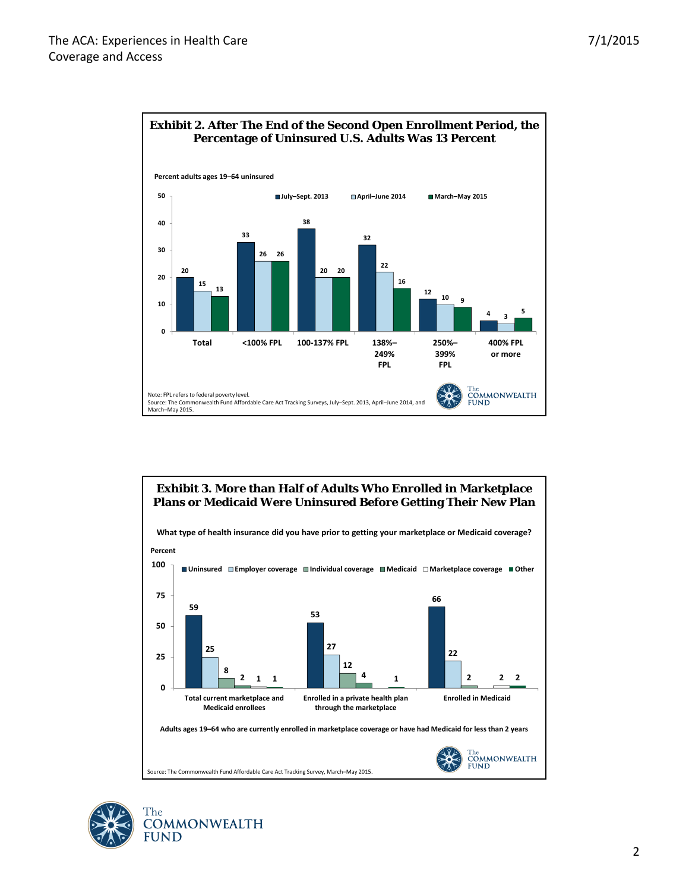## Exhibit 2. After The End of the Second Open Enrollment Period, the Percentage of Uninsured U.S. Adults Was 13 Percent

Percent adults ages 19–64 uninsured

| | July–Sept. 2013 | April–June 2014 | March–May 2015 |
|---|---|---|---|
| Total | 20 | 15 | 13 |
| <100% FPL | 33 | 26 | 26 |
| 100-137% FPL | 38 | 20 | 20 |
| 138%–249% FPL | 32 | 22 | 16 |
| 250%–399% FPL | 12 | 10 | 9 |
| 400% FPL or more | 4 | 3 | 5 |

Note: FPL refers to federal poverty level.
Source: The Commonwealth Fund Affordable Care Act Tracking Surveys, July–Sept. 2013, April–June 2014, and March–May 2015.

## Exhibit 3. More than Half of Adults Who Enrolled in Marketplace Plans or Medicaid Were Uninsured Before Getting Their New Plan

What type of health insurance did you have prior to getting your marketplace or Medicaid coverage?

Percent

| | Uninsured | Employer coverage | Individual coverage | Medicaid | Marketplace coverage | Other |
|---|---|---|---|---|---|---|
| Total current marketplace and Medicaid enrollees | 59 | 25 | 8 | 2 | 1 | 1 |
| Enrolled in a private health plan through the marketplace | 53 | 27 | 12 | 4 | | 1 |
| Enrolled in Medicaid | 66 | 22 | | 2 | 2 | 2 |

Adults ages 19–64 who are currently enrolled in marketplace coverage or have had Medicaid for less than 2 years

Source: The Commonwealth Fund Affordable Care Act Tracking Survey, March–May 2015.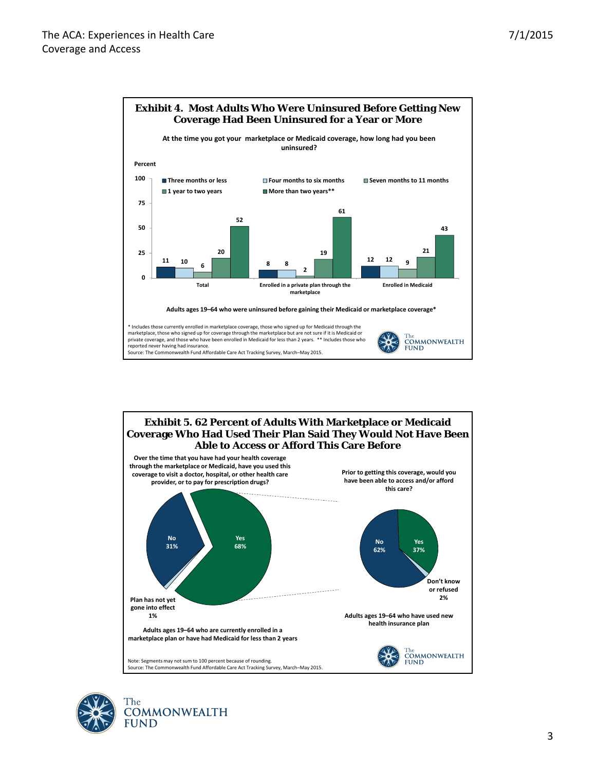## Exhibit 4. Most Adults Who Were Uninsured Before Getting New Coverage Had Been Uninsured for a Year or More

At the time you got your marketplace or Medicaid coverage, how long had you been uninsured?

Percent

| | Three months or less | Four months to six months | Seven months to 11 months | 1 year to two years | More than two years** |
|---|---|---|---|---|---|
| Total | 11 | 10 | 6 | 20 | 52 |
| Enrolled in a private plan through the marketplace | 8 | 8 | 2 | 19 | 61 |
| Enrolled in Medicaid | 12 | 12 | 9 | 21 | 43 |

Adults ages 19–64 who were uninsured before gaining their Medicaid or marketplace coverage*

* Includes those currently enrolled in marketplace coverage, those who signed up for Medicaid through the marketplace, those who signed up for coverage through the marketplace but are not sure if it is Medicaid or private coverage, and those who have been enrolled in Medicaid for less than 2 years. ** Includes those who reported never having had insurance.
Source: The Commonwealth Fund Affordable Care Act Tracking Survey, March–May 2015.

## Exhibit 5. 62 Percent of Adults With Marketplace or Medicaid Coverage Who Had Used Their Plan Said They Would Not Have Been Able to Access or Afford This Care Before

**Over the time that you have had your health coverage through the marketplace or Medicaid, have you used this coverage to visit a doctor, hospital, or other health care provider, or to pay for prescription drugs?**

- Yes: 68%
- No: 31%
- Plan has not yet gone into effect: 1%

Adults ages 19–64 who are currently enrolled in a marketplace plan or have had Medicaid for less than 2 years

**Prior to getting this coverage, would you have been able to access and/or afford this care?**

- No: 62%
- Yes: 37%
- Don't know or refused: 2%

Adults ages 19–64 who have used new health insurance plan

Note: Segments may not sum to 100 percent because of rounding.
Source: The Commonwealth Fund Affordable Care Act Tracking Survey, March–May 2015.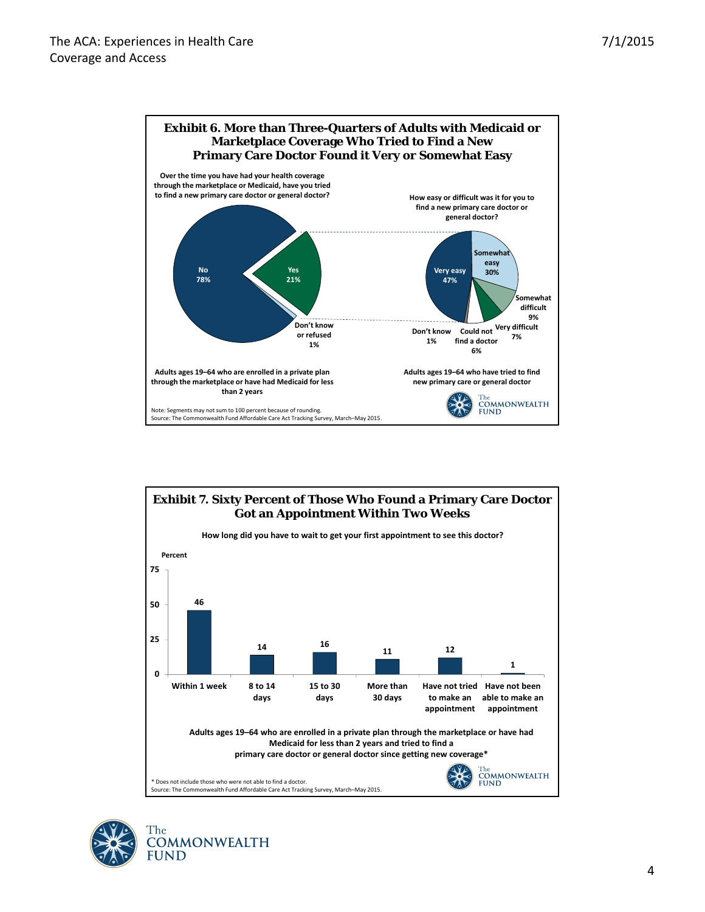## Exhibit 6. More than Three-Quarters of Adults with Medicaid or Marketplace Coverage Who Tried to Find a New Primary Care Doctor Found it Very or Somewhat Easy

**Over the time you have had your health coverage through the marketplace or Medicaid, have you tried to find a new primary care doctor or general doctor?**

| Response | Percent |
|---|---|
| No | 78% |
| Yes | 21% |
| Don't know or refused | 1% |

Adults ages 19–64 who are enrolled in a private plan through the marketplace or have had Medicaid for less than 2 years

**How easy or difficult was it for you to find a new primary care doctor or general doctor?**

| Response | Percent |
|---|---|
| Very easy | 47% |
| Somewhat easy | 30% |
| Somewhat difficult | 9% |
| Very difficult | 7% |
| Could not find a doctor | 6% |
| Don't know | 1% |

Adults ages 19–64 who have tried to find new primary care or general doctor

Note: Segments may not sum to 100 percent because of rounding.
Source: The Commonwealth Fund Affordable Care Act Tracking Survey, March–May 2015.

## Exhibit 7. Sixty Percent of Those Who Found a Primary Care Doctor Got an Appointment Within Two Weeks

**How long did you have to wait to get your first appointment to see this doctor?**

| Wait time | Percent |
|---|---|
| Within 1 week | 46 |
| 8 to 14 days | 14 |
| 15 to 30 days | 16 |
| More than 30 days | 11 |
| Have not tried to make an appointment | 12 |
| Have not been able to make an appointment | 1 |

Adults ages 19–64 who are enrolled in a private plan through the marketplace or have had Medicaid for less than 2 years and tried to find a primary care doctor or general doctor since getting new coverage*

* Does not include those who were not able to find a doctor.
Source: The Commonwealth Fund Affordable Care Act Tracking Survey, March–May 2015.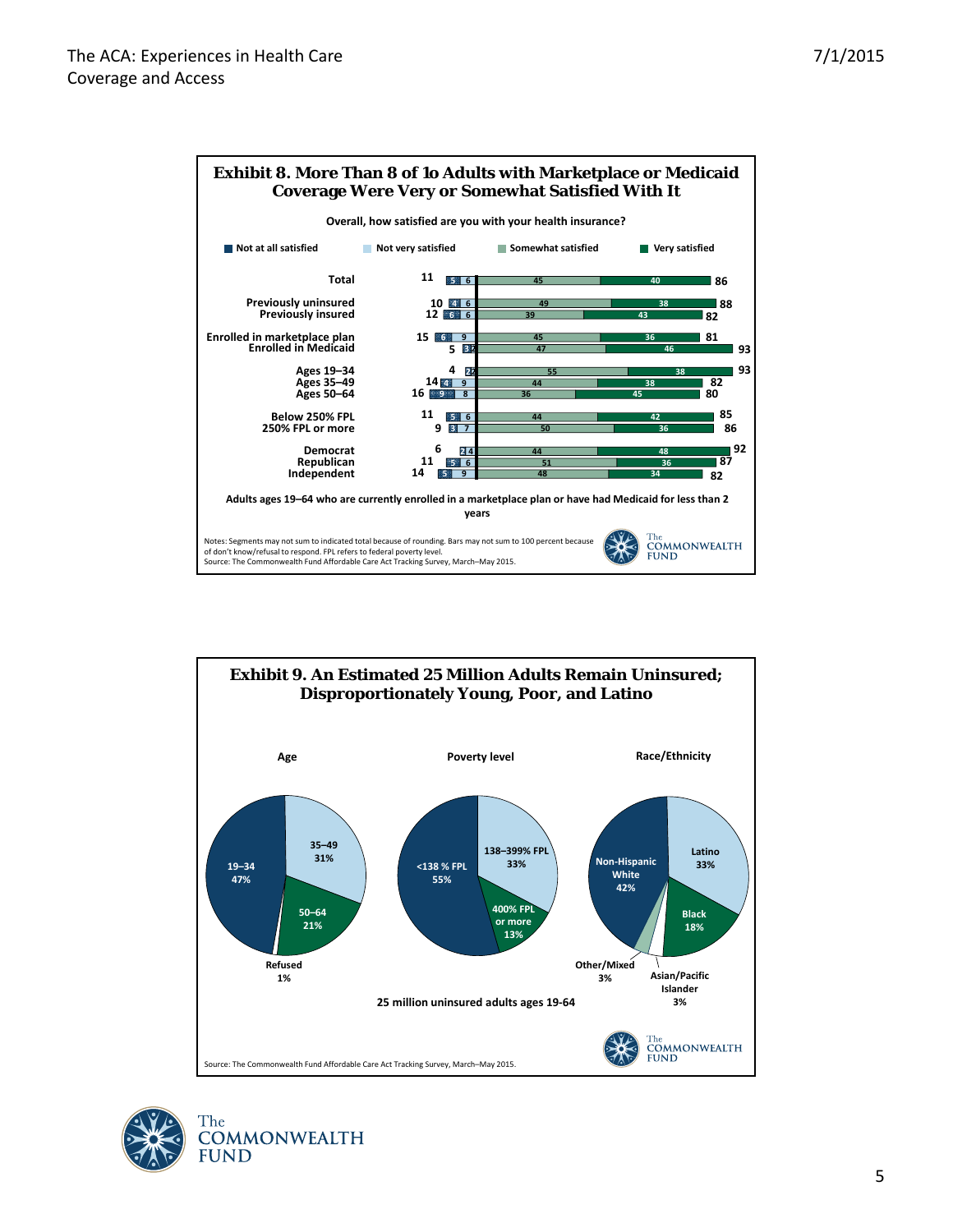## Exhibit 8. More Than 8 of 1o Adults with Marketplace or Medicaid Coverage Were Very or Somewhat Satisfied With It

**Overall, how satisfied are you with your health insurance?**

| | Not at all satisfied | Not very satisfied | Total not satisfied | Somewhat satisfied | Very satisfied | Total satisfied |
|---|---|---|---|---|---|---|
| Total | 5 | 6 | 11 | 45 | 40 | 86 |
| Previously uninsured | 4 | 6 | 10 | 49 | 38 | 88 |
| Previously insured | 6 | 6 | 12 | 39 | 43 | 82 |
| Enrolled in marketplace plan | 6 | 9 | 15 | 45 | 36 | 81 |
| Enrolled in Medicaid | 3 | 2 | 5 | 47 | 46 | 93 |
| Ages 19–34 | 2 | 2 | 4 | 55 | 38 | 93 |
| Ages 35–49 | 4 | 9 | 14 | 44 | 38 | 82 |
| Ages 50–64 | 9 | 8 | 16 | 36 | 45 | 80 |
| Below 250% FPL | 5 | 6 | 11 | 44 | 42 | 85 |
| 250% FPL or more | 3 | 7 | 9 | 50 | 36 | 86 |
| Democrat | 2 | 4 | 6 | 44 | 48 | 92 |
| Republican | 5 | 6 | 11 | 51 | 36 | 87 |
| Independent | 5 | 9 | 14 | 48 | 34 | 82 |

Adults ages 19–64 who are currently enrolled in a marketplace plan or have had Medicaid for less than 2 years

Notes: Segments may not sum to indicated total because of rounding. Bars may not sum to 100 percent because of don't know/refusal to respond. FPL refers to federal poverty level.
Source: The Commonwealth Fund Affordable Care Act Tracking Survey, March–May 2015.

## Exhibit 9. An Estimated 25 Million Adults Remain Uninsured; Disproportionately Young, Poor, and Latino

**Age**

| Age | Percent |
|---|---|
| 19–34 | 47% |
| 35–49 | 31% |
| 50–64 | 21% |
| Refused | 1% |

**Poverty level**

| Poverty level | Percent |
|---|---|
| <138 % FPL | 55% |
| 138–399% FPL | 33% |
| 400% FPL or more | 13% |

**Race/Ethnicity**

| Race/Ethnicity | Percent |
|---|---|
| Non-Hispanic White | 42% |
| Latino | 33% |
| Black | 18% |
| Asian/Pacific Islander | 3% |
| Other/Mixed | 3% |

25 million uninsured adults ages 19-64

Source: The Commonwealth Fund Affordable Care Act Tracking Survey, March–May 2015.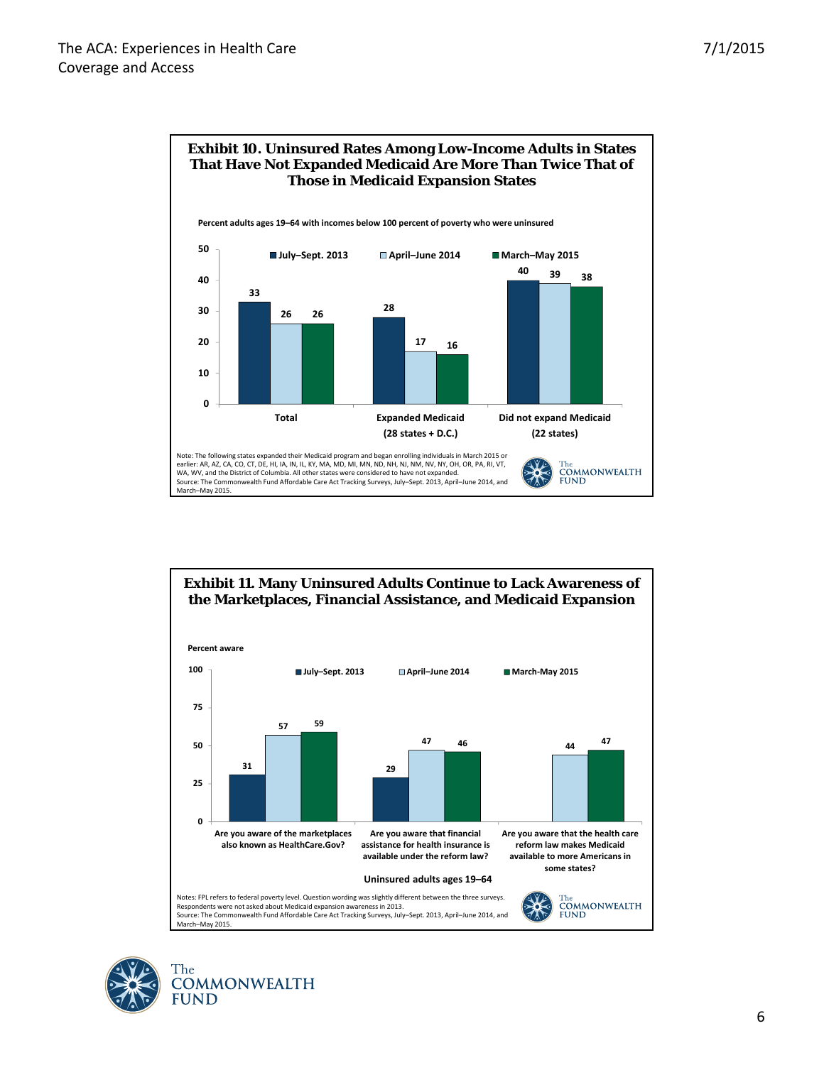## Exhibit 10. Uninsured Rates Among Low-Income Adults in States That Have Not Expanded Medicaid Are More Than Twice That of Those in Medicaid Expansion States

Percent adults ages 19–64 with incomes below 100 percent of poverty who were uninsured

| | July–Sept. 2013 | April–June 2014 | March–May 2015 |
|---|---|---|---|
| Total | 33 | 26 | 26 |
| Expanded Medicaid (28 states + D.C.) | 28 | 17 | 16 |
| Did not expand Medicaid (22 states) | 40 | 39 | 38 |

Note: The following states expanded their Medicaid program and began enrolling individuals in March 2015 or earlier: AR, AZ, CA, CO, CT, DE, HI, IA, IN, IL, KY, MA, MD, MI, MN, ND, NH, NJ, NM, NV, NY, OH, OR, PA, RI, VT, WA, WV, and the District of Columbia. All other states were considered to have not expanded.
Source: The Commonwealth Fund Affordable Care Act Tracking Surveys, July–Sept. 2013, April–June 2014, and March–May 2015.

## Exhibit 11. Many Uninsured Adults Continue to Lack Awareness of the Marketplaces, Financial Assistance, and Medicaid Expansion

Percent aware

Uninsured adults ages 19–64

| | July–Sept. 2013 | April–June 2014 | March-May 2015 |
|---|---|---|---|
| Are you aware of the marketplaces also known as HealthCare.Gov? | 31 | 57 | 59 |
| Are you aware that financial assistance for health insurance is available under the reform law? | 29 | 47 | 46 |
| Are you aware that the health care reform law makes Medicaid available to more Americans in some states? | | 44 | 47 |

Notes: FPL refers to federal poverty level. Question wording was slightly different between the three surveys. Respondents were not asked about Medicaid expansion awareness in 2013.
Source: The Commonwealth Fund Affordable Care Act Tracking Surveys, July–Sept. 2013, April–June 2014, and March–May 2015.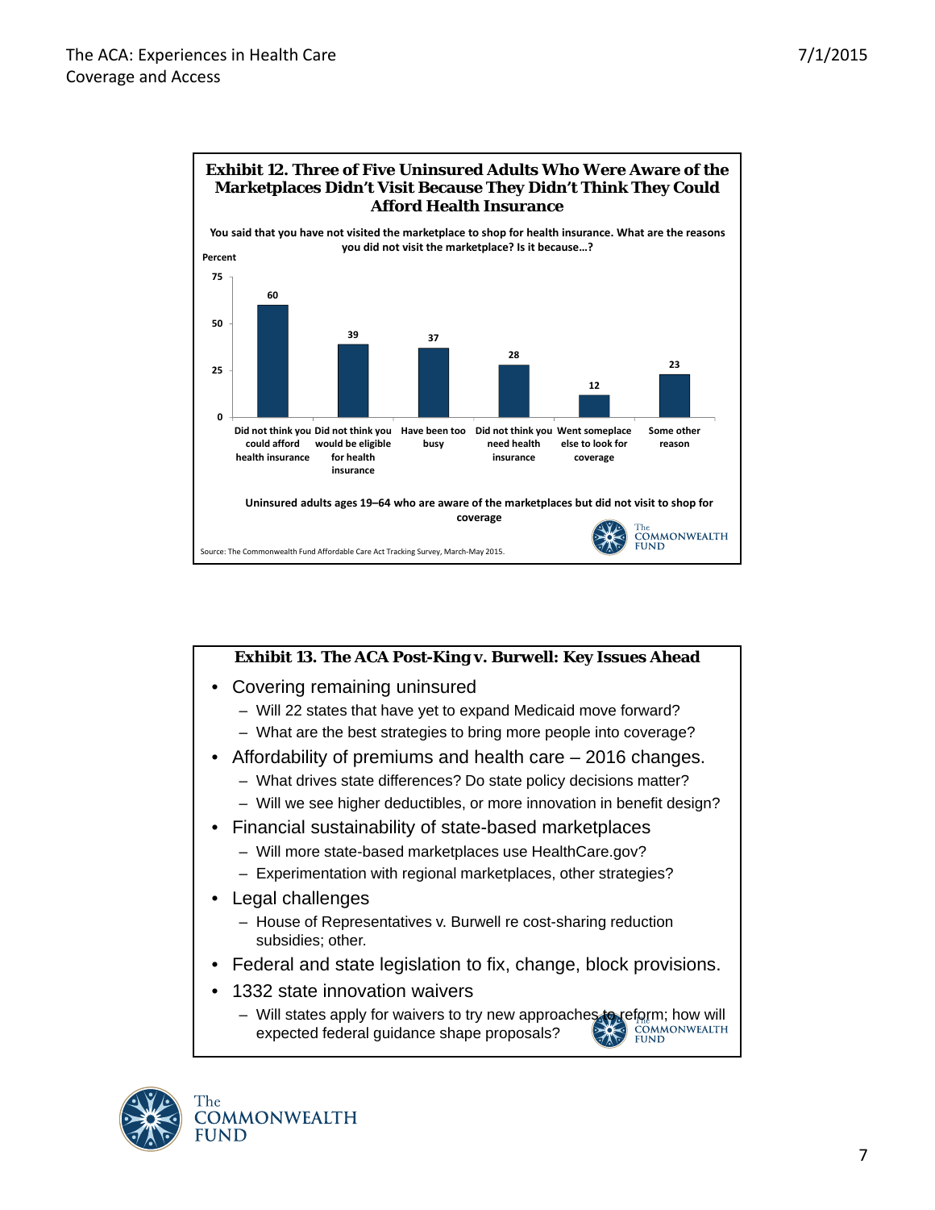## Exhibit 12. Three of Five Uninsured Adults Who Were Aware of the Marketplaces Didn't Visit Because They Didn't Think They Could Afford Health Insurance

**You said that you have not visited the marketplace to shop for health insurance. What are the reasons you did not visit the marketplace? Is it because…?**

| Reason | Percent |
|---|---|
| Did not think you could afford health insurance | 60 |
| Did not think you would be eligible for health insurance | 39 |
| Have been too busy | 37 |
| Did not think you need health insurance | 28 |
| Went someplace else to look for coverage | 12 |
| Some other reason | 23 |

**Uninsured adults ages 19–64 who are aware of the marketplaces but did not visit to shop for coverage**

Source: The Commonwealth Fund Affordable Care Act Tracking Survey, March-May 2015.

## Exhibit 13. The ACA Post-King v. Burwell: Key Issues Ahead

- Covering remaining uninsured
  - Will 22 states that have yet to expand Medicaid move forward?
  - What are the best strategies to bring more people into coverage?
- Affordability of premiums and health care – 2016 changes.
  - What drives state differences? Do state policy decisions matter?
  - Will we see higher deductibles, or more innovation in benefit design?
- Financial sustainability of state-based marketplaces
  - Will more state-based marketplaces use HealthCare.gov?
  - Experimentation with regional marketplaces, other strategies?
- Legal challenges
  - House of Representatives v. Burwell re cost-sharing reduction subsidies; other.
- Federal and state legislation to fix, change, block provisions.
- 1332 state innovation waivers
  - Will states apply for waivers to try new approaches to reform; how will expected federal guidance shape proposals?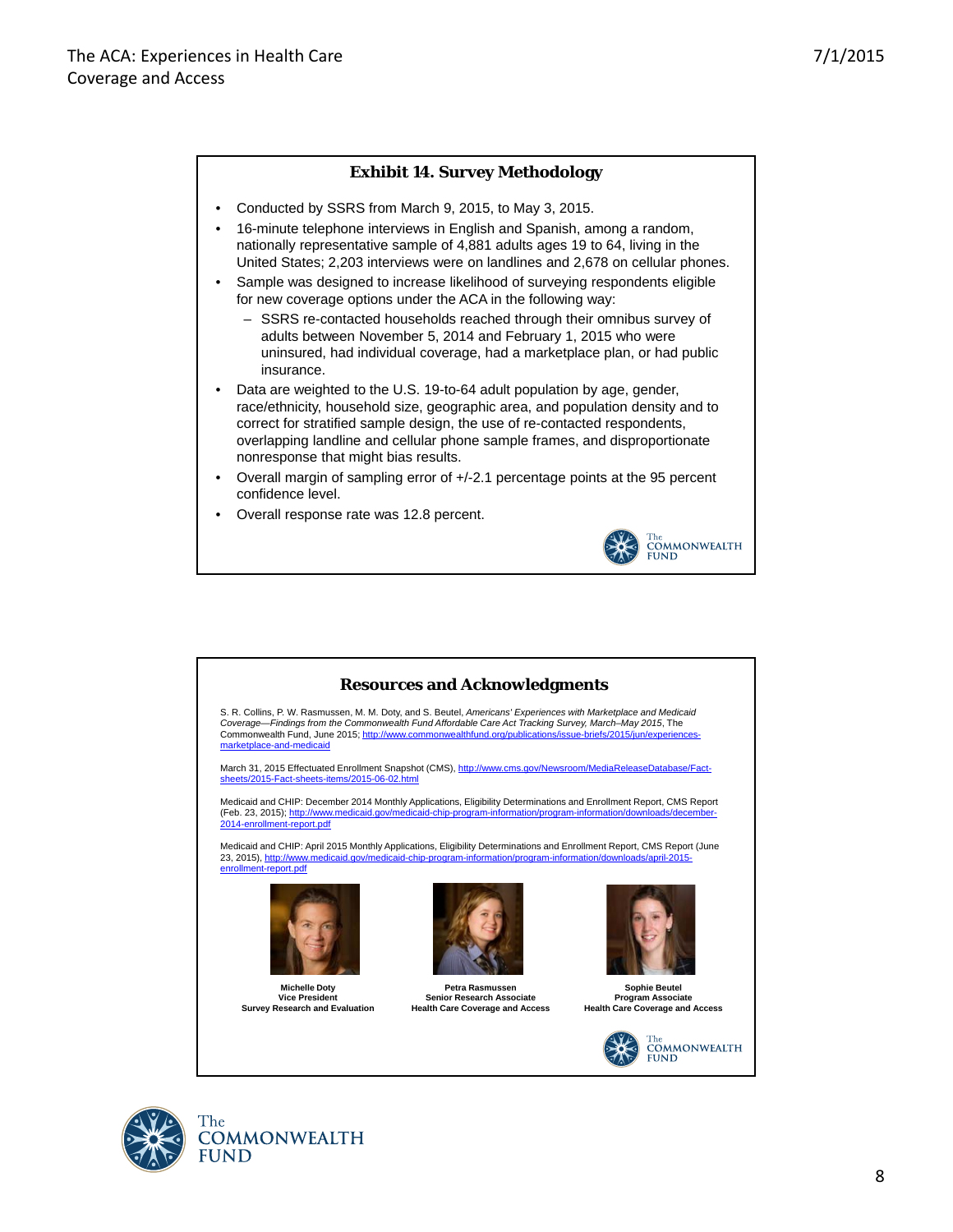## Exhibit 14. Survey Methodology

- Conducted by SSRS from March 9, 2015, to May 3, 2015.
- 16-minute telephone interviews in English and Spanish, among a random, nationally representative sample of 4,881 adults ages 19 to 64, living in the United States; 2,203 interviews were on landlines and 2,678 on cellular phones.
- Sample was designed to increase likelihood of surveying respondents eligible for new coverage options under the ACA in the following way:
  - SSRS re-contacted households reached through their omnibus survey of adults between November 5, 2014 and February 1, 2015 who were uninsured, had individual coverage, had a marketplace plan, or had public insurance.
- Data are weighted to the U.S. 19-to-64 adult population by age, gender, race/ethnicity, household size, geographic area, and population density and to correct for stratified sample design, the use of re-contacted respondents, overlapping landline and cellular phone sample frames, and disproportionate nonresponse that might bias results.
- Overall margin of sampling error of +/-2.1 percentage points at the 95 percent confidence level.
- Overall response rate was 12.8 percent.

The COMMONWEALTH FUND

## Resources and Acknowledgments

S. R. Collins, P. W. Rasmussen, M. M. Doty, and S. Beutel, *Americans' Experiences with Marketplace and Medicaid Coverage—Findings from the Commonwealth Fund Affordable Care Act Tracking Survey, March–May 2015*, The Commonwealth Fund, June 2015; http://www.commonwealthfund.org/publications/issue-briefs/2015/jun/experiences-marketplace-and-medicaid

March 31, 2015 Effectuated Enrollment Snapshot (CMS), http://www.cms.gov/Newsroom/MediaReleaseDatabase/Fact-sheets/2015-Fact-sheets-items/2015-06-02.html

Medicaid and CHIP: December 2014 Monthly Applications, Eligibility Determinations and Enrollment Report, CMS Report (Feb. 23, 2015); http://www.medicaid.gov/medicaid-chip-program-information/program-information/downloads/december-2014-enrollment-report.pdf

Medicaid and CHIP: April 2015 Monthly Applications, Eligibility Determinations and Enrollment Report, CMS Report (June 23, 2015), http://www.medicaid.gov/medicaid-chip-program-information/program-information/downloads/april-2015-enrollment-report.pdf

**Michelle Doty**
**Vice President**
**Survey Research and Evaluation**

**Petra Rasmussen**
**Senior Research Associate**
**Health Care Coverage and Access**

**Sophie Beutel**
**Program Associate**
**Health Care Coverage and Access**

The COMMONWEALTH FUND